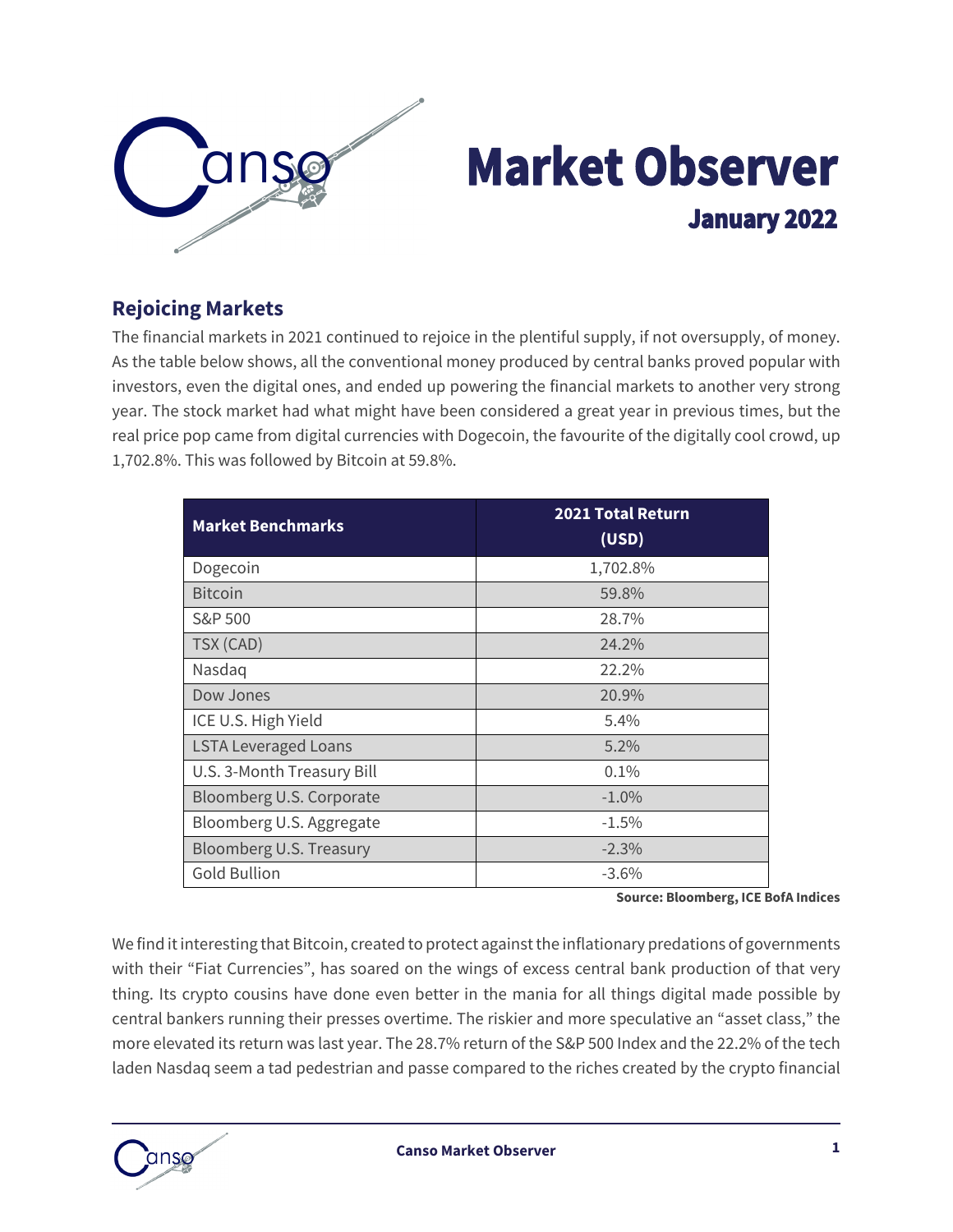# Market Observer

## January 2022

## Rejoicing Markets

The financial markets in 2021 continued to rejoice in the plentiful supply, if not oversupply, of money. As the table below shows, all the conventional money produced by central banks proved popular with investors, even the digital ones, and ended up powering the financial markets to another very strong year. The stock market had what might have been considered a great year in previous times, but the real price pop came from digital currencies with Dogecoin, the favourite of the digitally cool crowd, up 1,702.8%. This was followed by Bitcoin at 59.8%.

| Market Benchmarks | 2021 Total Return (USD) |
| --- | --- |
| Dogecoin | 1,702.8% |
| Bitcoin | 59.8% |
| S&P 500 | 28.7% |
| TSX (CAD) | 24.2% |
| Nasdaq | 22.2% |
| Dow Jones | 20.9% |
| ICE U.S. High Yield | 5.4% |
| LSTA Leveraged Loans | 5.2% |
| U.S. 3-Month Treasury Bill | 0.1% |
| Bloomberg U.S. Corporate | -1.0% |
| Bloomberg U.S. Aggregate | -1.5% |
| Bloomberg U.S. Treasury | -2.3% |
| Gold Bullion | -3.6% |

**Source: Bloomberg, ICE BofA Indices**

We find it interesting that Bitcoin, created to protect against the inflationary predations of governments with their "Fiat Currencies", has soared on the wings of excess central bank production of that very thing. Its crypto cousins have done even better in the mania for all things digital made possible by central bankers running their presses overtime. The riskier and more speculative an "asset class," the more elevated its return was last year. The 28.7% return of the S&P 500 Index and the 22.2% of the tech laden Nasdaq seem a tad pedestrian and passe compared to the riches created by the crypto financial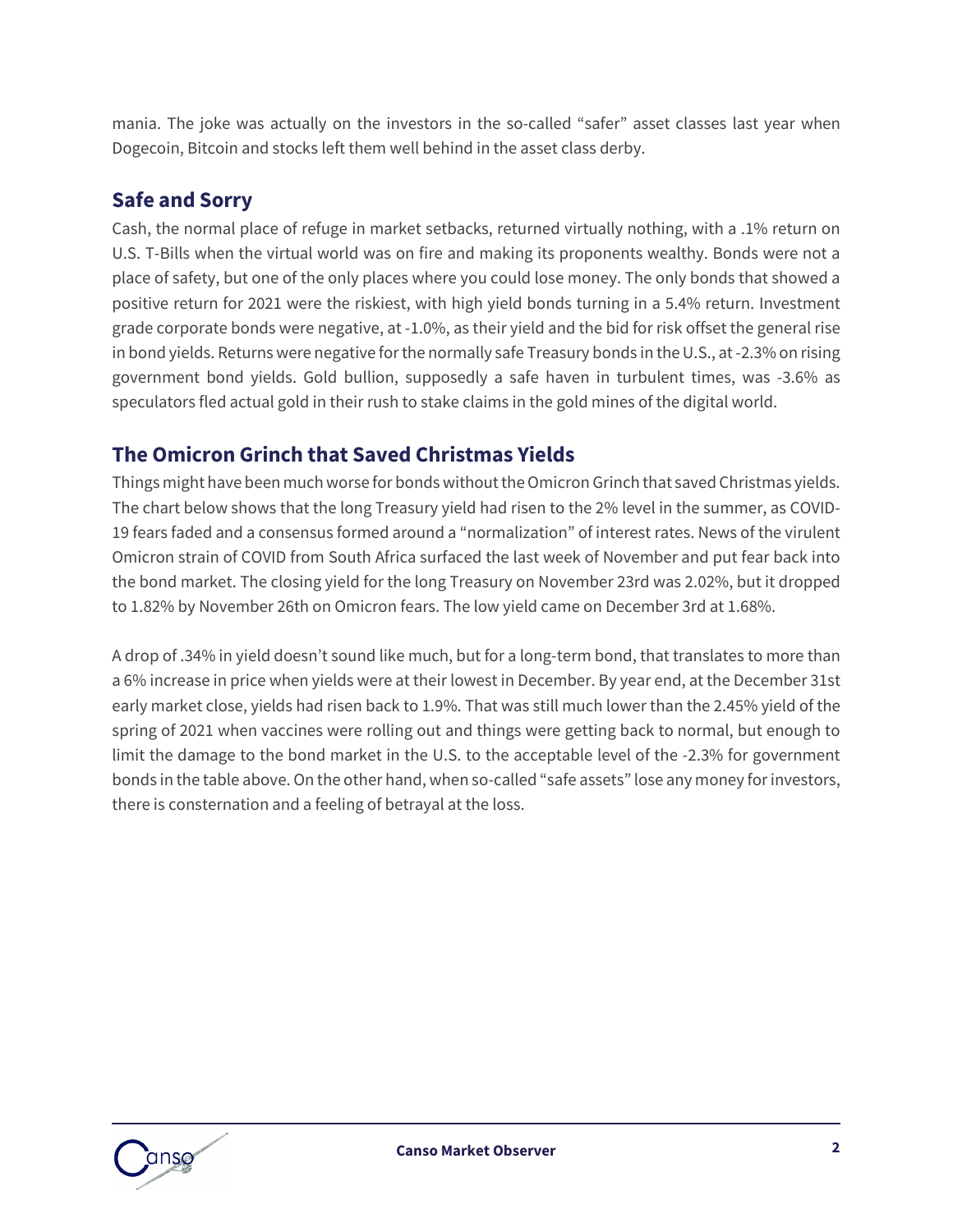mania. The joke was actually on the investors in the so-called "safer" asset classes last year when Dogecoin, Bitcoin and stocks left them well behind in the asset class derby.

## Safe and Sorry

Cash, the normal place of refuge in market setbacks, returned virtually nothing, with a .1% return on U.S. T-Bills when the virtual world was on fire and making its proponents wealthy. Bonds were not a place of safety, but one of the only places where you could lose money. The only bonds that showed a positive return for 2021 were the riskiest, with high yield bonds turning in a 5.4% return. Investment grade corporate bonds were negative, at -1.0%, as their yield and the bid for risk offset the general rise in bond yields. Returns were negative for the normally safe Treasury bonds in the U.S., at -2.3% on rising government bond yields. Gold bullion, supposedly a safe haven in turbulent times, was -3.6% as speculators fled actual gold in their rush to stake claims in the gold mines of the digital world.

## The Omicron Grinch that Saved Christmas Yields

Things might have been much worse for bonds without the Omicron Grinch that saved Christmas yields. The chart below shows that the long Treasury yield had risen to the 2% level in the summer, as COVID-19 fears faded and a consensus formed around a "normalization" of interest rates. News of the virulent Omicron strain of COVID from South Africa surfaced the last week of November and put fear back into the bond market. The closing yield for the long Treasury on November 23rd was 2.02%, but it dropped to 1.82% by November 26th on Omicron fears. The low yield came on December 3rd at 1.68%.

A drop of .34% in yield doesn't sound like much, but for a long-term bond, that translates to more than a 6% increase in price when yields were at their lowest in December. By year end, at the December 31st early market close, yields had risen back to 1.9%. That was still much lower than the 2.45% yield of the spring of 2021 when vaccines were rolling out and things were getting back to normal, but enough to limit the damage to the bond market in the U.S. to the acceptable level of the -2.3% for government bonds in the table above. On the other hand, when so-called "safe assets" lose any money for investors, there is consternation and a feeling of betrayal at the loss.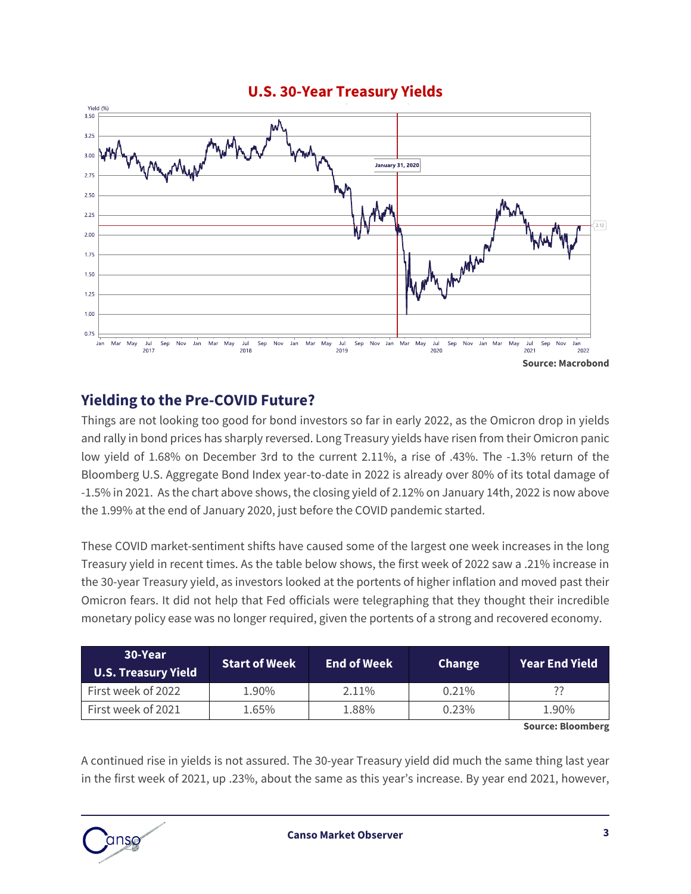**U.S. 30-Year Treasury Yields**

Source: Macrobond

## Yielding to the Pre-COVID Future?

Things are not looking too good for bond investors so far in early 2022, as the Omicron drop in yields and rally in bond prices has sharply reversed. Long Treasury yields have risen from their Omicron panic low yield of 1.68% on December 3rd to the current 2.11%, a rise of .43%. The -1.3% return of the Bloomberg U.S. Aggregate Bond Index year-to-date in 2022 is already over 80% of its total damage of -1.5% in 2021. As the chart above shows, the closing yield of 2.12% on January 14th, 2022 is now above the 1.99% at the end of January 2020, just before the COVID pandemic started.

These COVID market-sentiment shifts have caused some of the largest one week increases in the long Treasury yield in recent times. As the table below shows, the first week of 2022 saw a .21% increase in the 30-year Treasury yield, as investors looked at the portents of higher inflation and moved past their Omicron fears. It did not help that Fed officials were telegraphing that they thought their incredible monetary policy ease was no longer required, given the portents of a strong and recovered economy.

| 30-Year U.S. Treasury Yield | Start of Week | End of Week | Change | Year End Yield |
|---|---|---|---|---|
| First week of 2022 | 1.90% | 2.11% | 0.21% | ?? |
| First week of 2021 | 1.65% | 1.88% | 0.23% | 1.90% |

Source: Bloomberg

A continued rise in yields is not assured. The 30-year Treasury yield did much the same thing last year in the first week of 2021, up .23%, about the same as this year's increase. By year end 2021, however,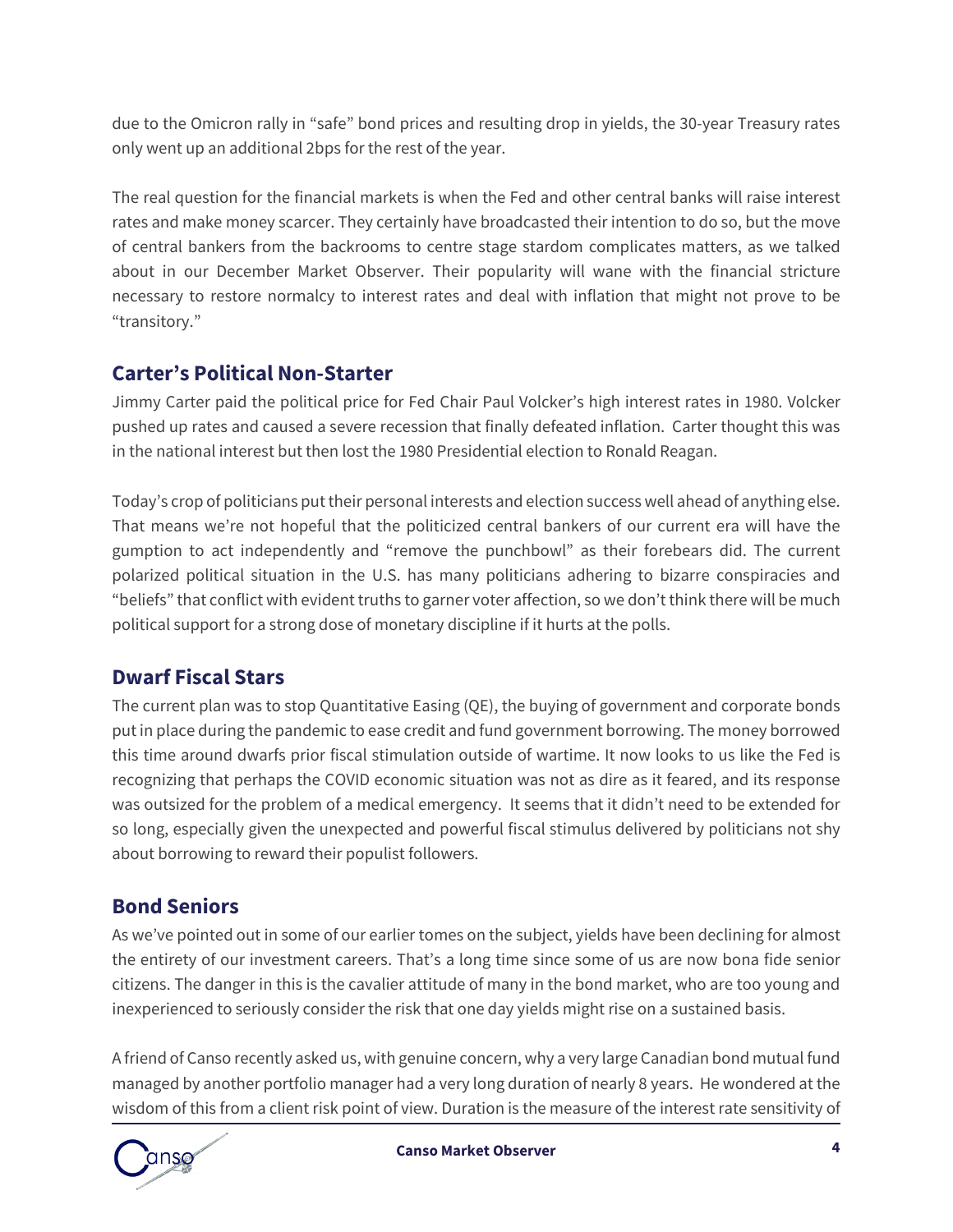due to the Omicron rally in "safe" bond prices and resulting drop in yields, the 30-year Treasury rates only went up an additional 2bps for the rest of the year.

The real question for the financial markets is when the Fed and other central banks will raise interest rates and make money scarcer. They certainly have broadcasted their intention to do so, but the move of central bankers from the backrooms to centre stage stardom complicates matters, as we talked about in our December Market Observer. Their popularity will wane with the financial stricture necessary to restore normalcy to interest rates and deal with inflation that might not prove to be "transitory."

## Carter's Political Non-Starter

Jimmy Carter paid the political price for Fed Chair Paul Volcker's high interest rates in 1980. Volcker pushed up rates and caused a severe recession that finally defeated inflation. Carter thought this was in the national interest but then lost the 1980 Presidential election to Ronald Reagan.

Today's crop of politicians put their personal interests and election success well ahead of anything else. That means we're not hopeful that the politicized central bankers of our current era will have the gumption to act independently and "remove the punchbowl" as their forebears did. The current polarized political situation in the U.S. has many politicians adhering to bizarre conspiracies and "beliefs" that conflict with evident truths to garner voter affection, so we don't think there will be much political support for a strong dose of monetary discipline if it hurts at the polls.

## Dwarf Fiscal Stars

The current plan was to stop Quantitative Easing (QE), the buying of government and corporate bonds put in place during the pandemic to ease credit and fund government borrowing. The money borrowed this time around dwarfs prior fiscal stimulation outside of wartime. It now looks to us like the Fed is recognizing that perhaps the COVID economic situation was not as dire as it feared, and its response was outsized for the problem of a medical emergency. It seems that it didn't need to be extended for so long, especially given the unexpected and powerful fiscal stimulus delivered by politicians not shy about borrowing to reward their populist followers.

## Bond Seniors

As we've pointed out in some of our earlier tomes on the subject, yields have been declining for almost the entirety of our investment careers. That's a long time since some of us are now bona fide senior citizens. The danger in this is the cavalier attitude of many in the bond market, who are too young and inexperienced to seriously consider the risk that one day yields might rise on a sustained basis.

A friend of Canso recently asked us, with genuine concern, why a very large Canadian bond mutual fund managed by another portfolio manager had a very long duration of nearly 8 years. He wondered at the wisdom of this from a client risk point of view. Duration is the measure of the interest rate sensitivity of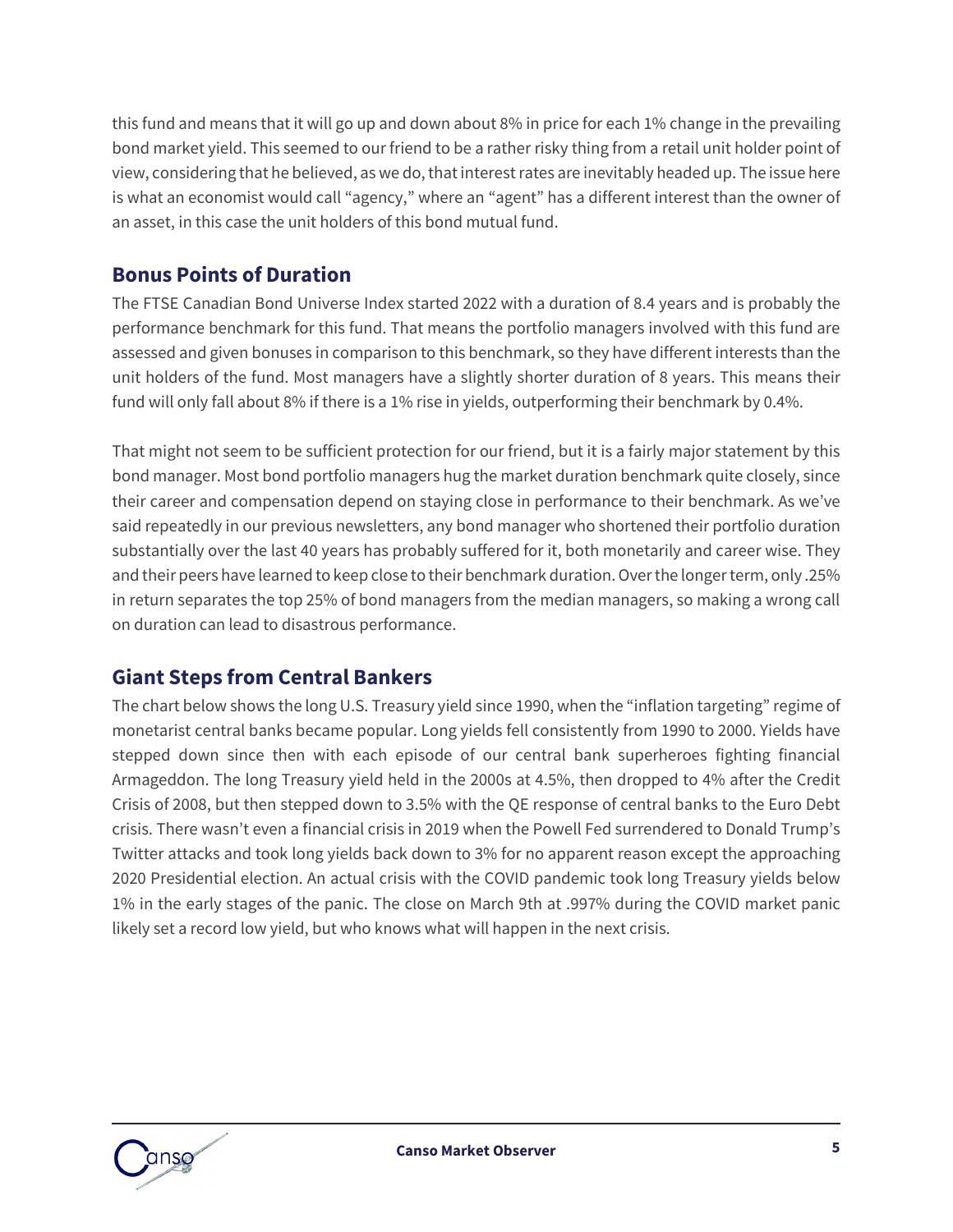this fund and means that it will go up and down about 8% in price for each 1% change in the prevailing bond market yield. This seemed to our friend to be a rather risky thing from a retail unit holder point of view, considering that he believed, as we do, that interest rates are inevitably headed up. The issue here is what an economist would call "agency," where an "agent" has a different interest than the owner of an asset, in this case the unit holders of this bond mutual fund.

## Bonus Points of Duration

The FTSE Canadian Bond Universe Index started 2022 with a duration of 8.4 years and is probably the performance benchmark for this fund. That means the portfolio managers involved with this fund are assessed and given bonuses in comparison to this benchmark, so they have different interests than the unit holders of the fund. Most managers have a slightly shorter duration of 8 years. This means their fund will only fall about 8% if there is a 1% rise in yields, outperforming their benchmark by 0.4%.

That might not seem to be sufficient protection for our friend, but it is a fairly major statement by this bond manager. Most bond portfolio managers hug the market duration benchmark quite closely, since their career and compensation depend on staying close in performance to their benchmark. As we've said repeatedly in our previous newsletters, any bond manager who shortened their portfolio duration substantially over the last 40 years has probably suffered for it, both monetarily and career wise. They and their peers have learned to keep close to their benchmark duration. Over the longer term, only .25% in return separates the top 25% of bond managers from the median managers, so making a wrong call on duration can lead to disastrous performance.

## Giant Steps from Central Bankers

The chart below shows the long U.S. Treasury yield since 1990, when the "inflation targeting" regime of monetarist central banks became popular. Long yields fell consistently from 1990 to 2000. Yields have stepped down since then with each episode of our central bank superheroes fighting financial Armageddon. The long Treasury yield held in the 2000s at 4.5%, then dropped to 4% after the Credit Crisis of 2008, but then stepped down to 3.5% with the QE response of central banks to the Euro Debt crisis. There wasn't even a financial crisis in 2019 when the Powell Fed surrendered to Donald Trump's Twitter attacks and took long yields back down to 3% for no apparent reason except the approaching 2020 Presidential election. An actual crisis with the COVID pandemic took long Treasury yields below 1% in the early stages of the panic. The close on March 9th at .997% during the COVID market panic likely set a record low yield, but who knows what will happen in the next crisis.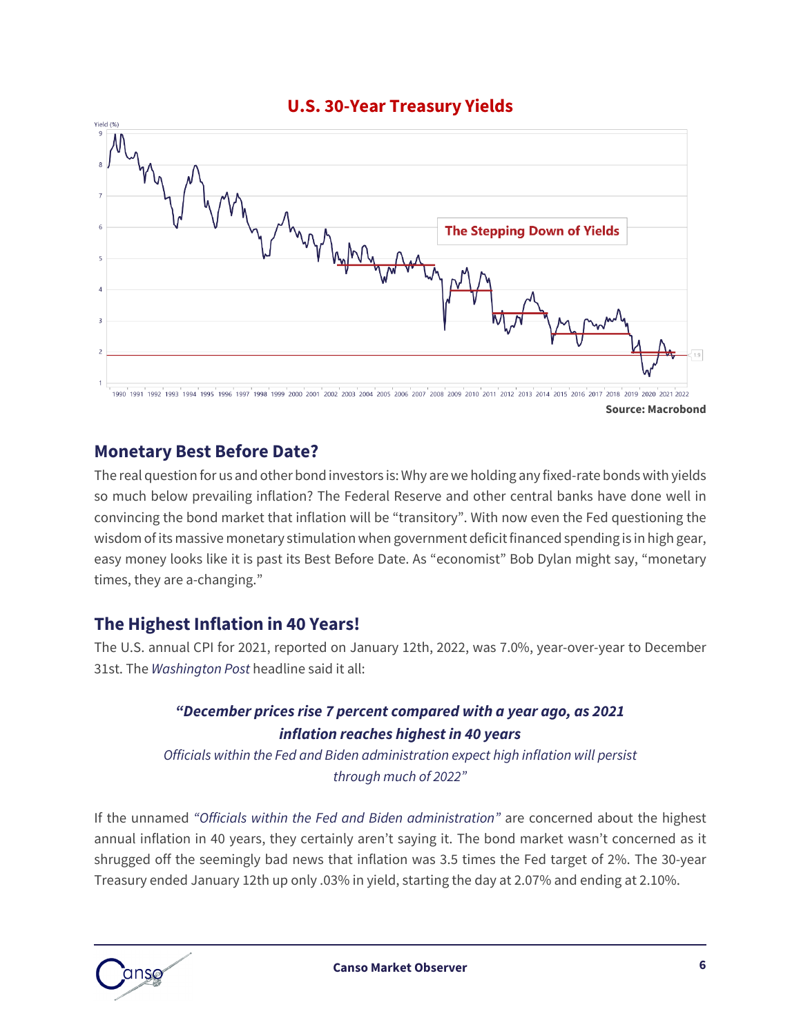**U.S. 30-Year Treasury Yields**

Source: Macrobond

## Monetary Best Before Date?

The real question for us and other bond investors is: Why are we holding any fixed-rate bonds with yields so much below prevailing inflation? The Federal Reserve and other central banks have done well in convincing the bond market that inflation will be "transitory". With now even the Fed questioning the wisdom of its massive monetary stimulation when government deficit financed spending is in high gear, easy money looks like it is past its Best Before Date. As "economist" Bob Dylan might say, "monetary times, they are a-changing."

## The Highest Inflation in 40 Years!

The U.S. annual CPI for 2021, reported on January 12th, 2022, was 7.0%, year-over-year to December 31st. The *Washington Post* headline said it all:

> ***"December prices rise 7 percent compared with a year ago, as 2021 inflation reaches highest in 40 years***
>
> *Officials within the Fed and Biden administration expect high inflation will persist through much of 2022"*

If the unnamed *"Officials within the Fed and Biden administration"* are concerned about the highest annual inflation in 40 years, they certainly aren't saying it. The bond market wasn't concerned as it shrugged off the seemingly bad news that inflation was 3.5 times the Fed target of 2%. The 30-year Treasury ended January 12th up only .03% in yield, starting the day at 2.07% and ending at 2.10%.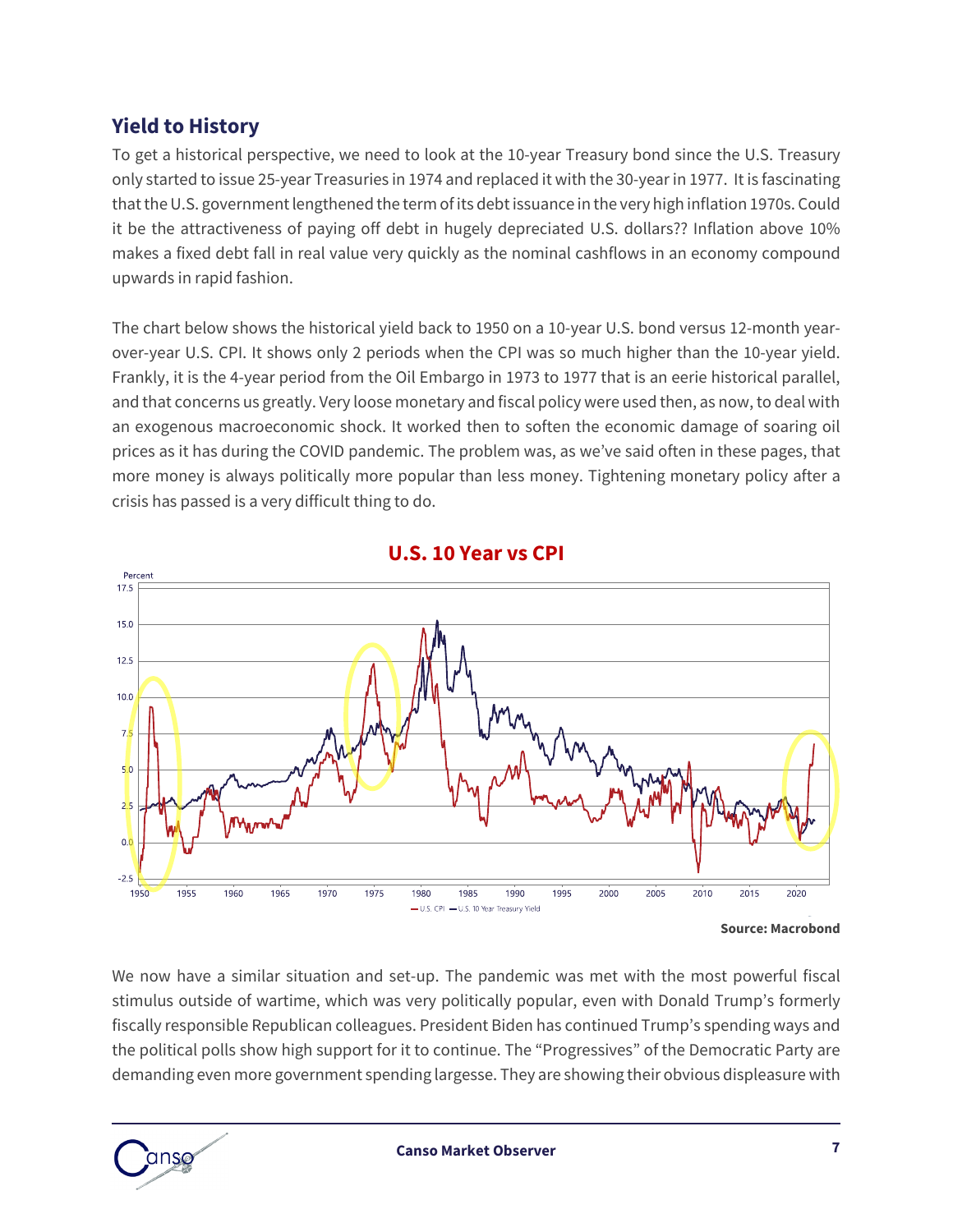## Yield to History

To get a historical perspective, we need to look at the 10-year Treasury bond since the U.S. Treasury only started to issue 25-year Treasuries in 1974 and replaced it with the 30-year in 1977. It is fascinating that the U.S. government lengthened the term of its debt issuance in the very high inflation 1970s. Could it be the attractiveness of paying off debt in hugely depreciated U.S. dollars?? Inflation above 10% makes a fixed debt fall in real value very quickly as the nominal cashflows in an economy compound upwards in rapid fashion.

The chart below shows the historical yield back to 1950 on a 10-year U.S. bond versus 12-month year-over-year U.S. CPI. It shows only 2 periods when the CPI was so much higher than the 10-year yield. Frankly, it is the 4-year period from the Oil Embargo in 1973 to 1977 that is an eerie historical parallel, and that concerns us greatly. Very loose monetary and fiscal policy were used then, as now, to deal with an exogenous macroeconomic shock. It worked then to soften the economic damage of soaring oil prices as it has during the COVID pandemic. The problem was, as we've said often in these pages, that more money is always politically more popular than less money. Tightening monetary policy after a crisis has passed is a very difficult thing to do.

**U.S. 10 Year vs CPI**

**Source: Macrobond**

We now have a similar situation and set-up. The pandemic was met with the most powerful fiscal stimulus outside of wartime, which was very politically popular, even with Donald Trump's formerly fiscally responsible Republican colleagues. President Biden has continued Trump's spending ways and the political polls show high support for it to continue. The "Progressives" of the Democratic Party are demanding even more government spending largesse. They are showing their obvious displeasure with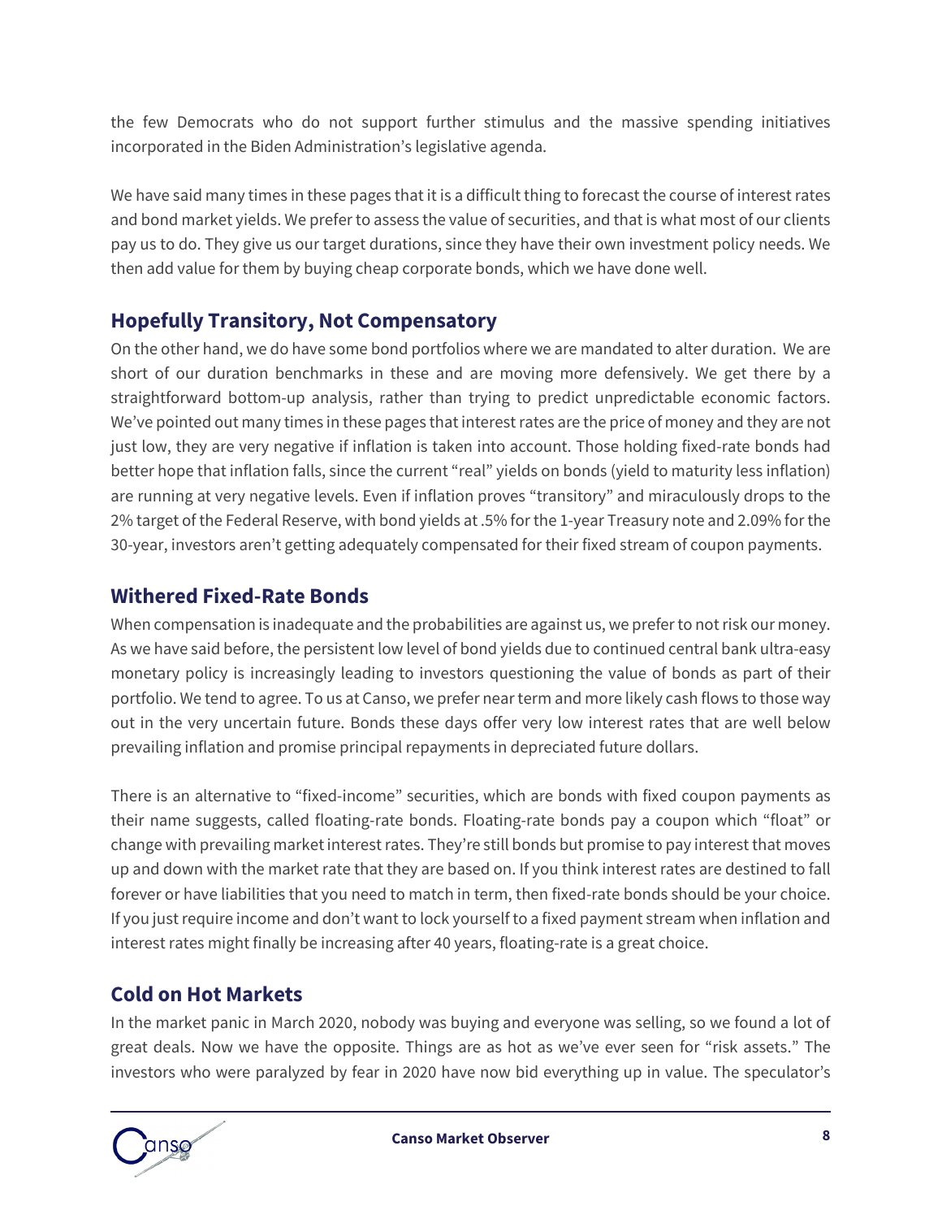the few Democrats who do not support further stimulus and the massive spending initiatives incorporated in the Biden Administration's legislative agenda.

We have said many times in these pages that it is a difficult thing to forecast the course of interest rates and bond market yields. We prefer to assess the value of securities, and that is what most of our clients pay us to do. They give us our target durations, since they have their own investment policy needs. We then add value for them by buying cheap corporate bonds, which we have done well.

## Hopefully Transitory, Not Compensatory

On the other hand, we do have some bond portfolios where we are mandated to alter duration. We are short of our duration benchmarks in these and are moving more defensively. We get there by a straightforward bottom-up analysis, rather than trying to predict unpredictable economic factors. We've pointed out many times in these pages that interest rates are the price of money and they are not just low, they are very negative if inflation is taken into account. Those holding fixed-rate bonds had better hope that inflation falls, since the current "real" yields on bonds (yield to maturity less inflation) are running at very negative levels. Even if inflation proves "transitory" and miraculously drops to the 2% target of the Federal Reserve, with bond yields at .5% for the 1-year Treasury note and 2.09% for the 30-year, investors aren't getting adequately compensated for their fixed stream of coupon payments.

## Withered Fixed-Rate Bonds

When compensation is inadequate and the probabilities are against us, we prefer to not risk our money. As we have said before, the persistent low level of bond yields due to continued central bank ultra-easy monetary policy is increasingly leading to investors questioning the value of bonds as part of their portfolio. We tend to agree. To us at Canso, we prefer near term and more likely cash flows to those way out in the very uncertain future. Bonds these days offer very low interest rates that are well below prevailing inflation and promise principal repayments in depreciated future dollars.

There is an alternative to "fixed-income" securities, which are bonds with fixed coupon payments as their name suggests, called floating-rate bonds. Floating-rate bonds pay a coupon which "float" or change with prevailing market interest rates. They're still bonds but promise to pay interest that moves up and down with the market rate that they are based on. If you think interest rates are destined to fall forever or have liabilities that you need to match in term, then fixed-rate bonds should be your choice. If you just require income and don't want to lock yourself to a fixed payment stream when inflation and interest rates might finally be increasing after 40 years, floating-rate is a great choice.

## Cold on Hot Markets

In the market panic in March 2020, nobody was buying and everyone was selling, so we found a lot of great deals. Now we have the opposite. Things are as hot as we've ever seen for "risk assets." The investors who were paralyzed by fear in 2020 have now bid everything up in value. The speculator's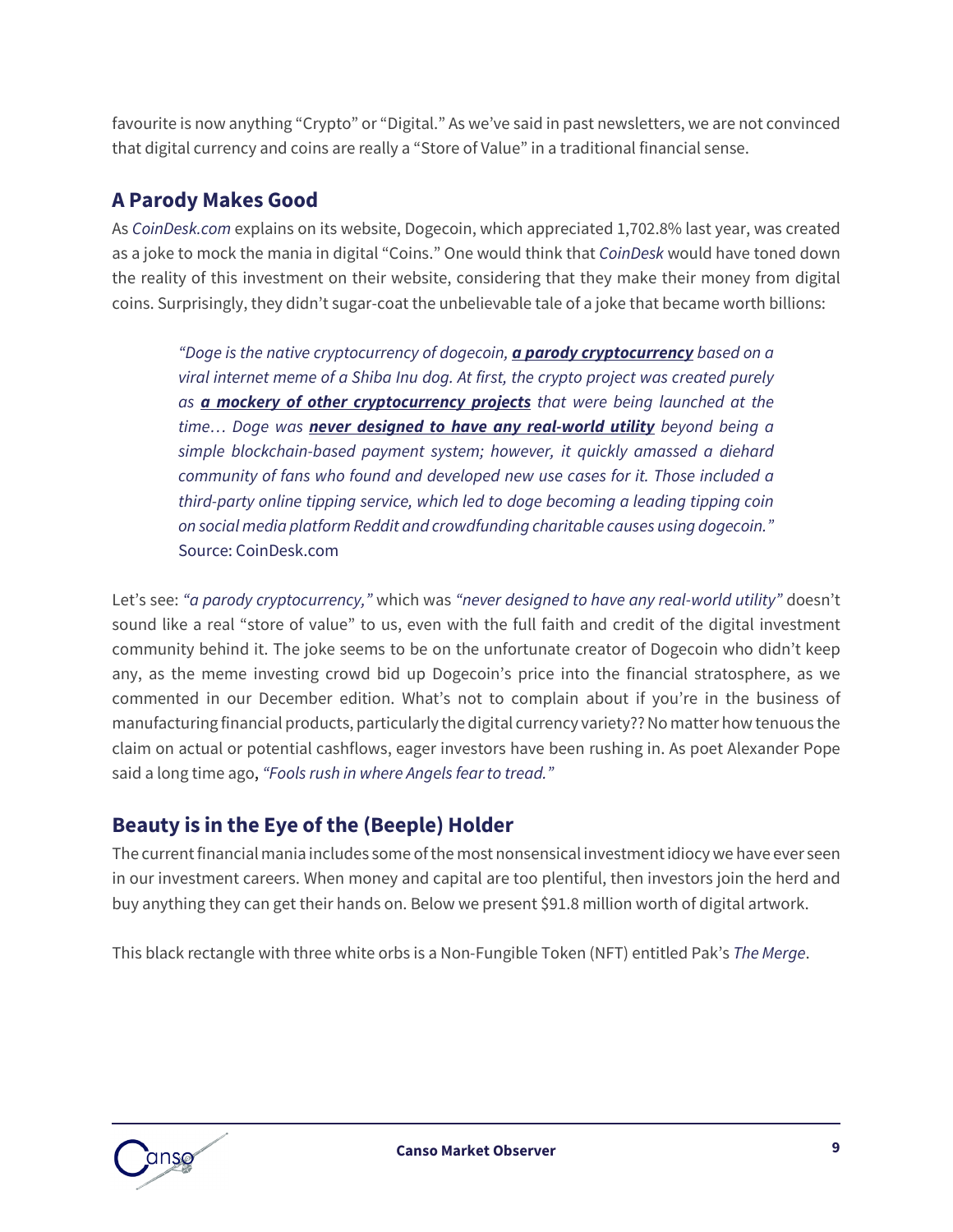favourite is now anything "Crypto" or "Digital." As we've said in past newsletters, we are not convinced that digital currency and coins are really a "Store of Value" in a traditional financial sense.

## A Parody Makes Good

As *CoinDesk.com* explains on its website, Dogecoin, which appreciated 1,702.8% last year, was created as a joke to mock the mania in digital "Coins." One would think that *CoinDesk* would have toned down the reality of this investment on their website, considering that they make their money from digital coins. Surprisingly, they didn't sugar-coat the unbelievable tale of a joke that became worth billions:

> *"Doge is the native cryptocurrency of dogecoin, **a parody cryptocurrency** based on a viral internet meme of a Shiba Inu dog. At first, the crypto project was created purely as **a mockery of other cryptocurrency projects** that were being launched at the time… Doge was **never designed to have any real-world utility** beyond being a simple blockchain-based payment system; however, it quickly amassed a diehard community of fans who found and developed new use cases for it. Those included a third-party online tipping service, which led to doge becoming a leading tipping coin on social media platform Reddit and crowdfunding charitable causes using dogecoin."*
> Source: CoinDesk.com

Let's see: *"a parody cryptocurrency,"* which was *"never designed to have any real-world utility"* doesn't sound like a real "store of value" to us, even with the full faith and credit of the digital investment community behind it. The joke seems to be on the unfortunate creator of Dogecoin who didn't keep any, as the meme investing crowd bid up Dogecoin's price into the financial stratosphere, as we commented in our December edition. What's not to complain about if you're in the business of manufacturing financial products, particularly the digital currency variety?? No matter how tenuous the claim on actual or potential cashflows, eager investors have been rushing in. As poet Alexander Pope said a long time ago, *"Fools rush in where Angels fear to tread."*

## Beauty is in the Eye of the (Beeple) Holder

The current financial mania includes some of the most nonsensical investment idiocy we have ever seen in our investment careers. When money and capital are too plentiful, then investors join the herd and buy anything they can get their hands on. Below we present $91.8 million worth of digital artwork.

This black rectangle with three white orbs is a Non-Fungible Token (NFT) entitled Pak's *The Merge*.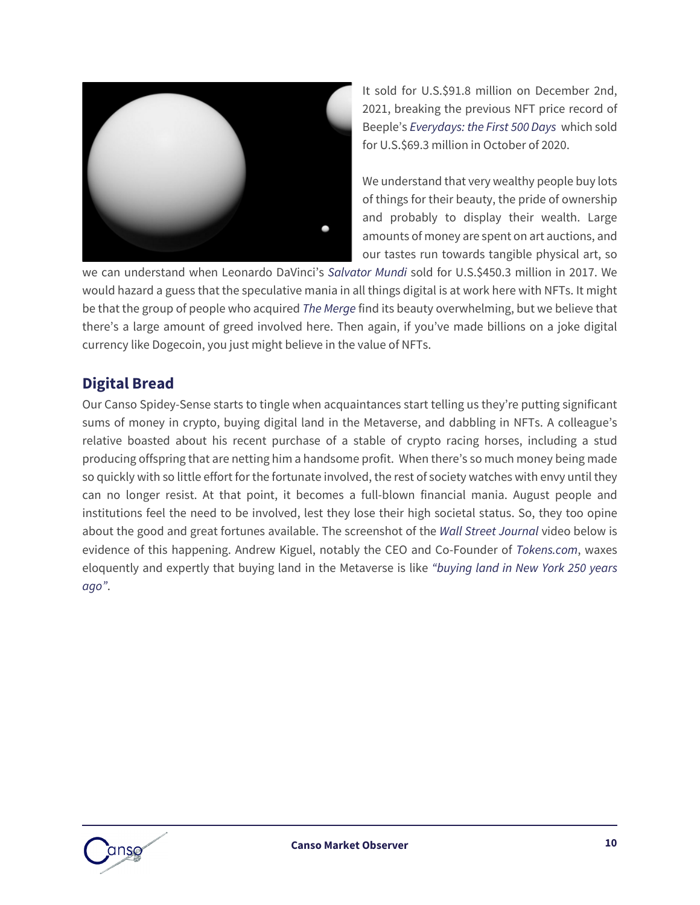It sold for U.S.$91.8 million on December 2nd, 2021, breaking the previous NFT price record of Beeple's *Everydays: the First 500 Days* which sold for U.S.$69.3 million in October of 2020.

We understand that very wealthy people buy lots of things for their beauty, the pride of ownership and probably to display their wealth. Large amounts of money are spent on art auctions, and our tastes run towards tangible physical art, so we can understand when Leonardo DaVinci's *Salvator Mundi* sold for U.S.$450.3 million in 2017. We would hazard a guess that the speculative mania in all things digital is at work here with NFTs. It might be that the group of people who acquired *The Merge* find its beauty overwhelming, but we believe that there's a large amount of greed involved here. Then again, if you've made billions on a joke digital currency like Dogecoin, you just might believe in the value of NFTs.

## Digital Bread

Our Canso Spidey-Sense starts to tingle when acquaintances start telling us they're putting significant sums of money in crypto, buying digital land in the Metaverse, and dabbling in NFTs. A colleague's relative boasted about his recent purchase of a stable of crypto racing horses, including a stud producing offspring that are netting him a handsome profit. When there's so much money being made so quickly with so little effort for the fortunate involved, the rest of society watches with envy until they can no longer resist. At that point, it becomes a full-blown financial mania. August people and institutions feel the need to be involved, lest they lose their high societal status. So, they too opine about the good and great fortunes available. The screenshot of the *Wall Street Journal* video below is evidence of this happening. Andrew Kiguel, notably the CEO and Co-Founder of *Tokens.com*, waxes eloquently and expertly that buying land in the Metaverse is like *"buying land in New York 250 years ago".*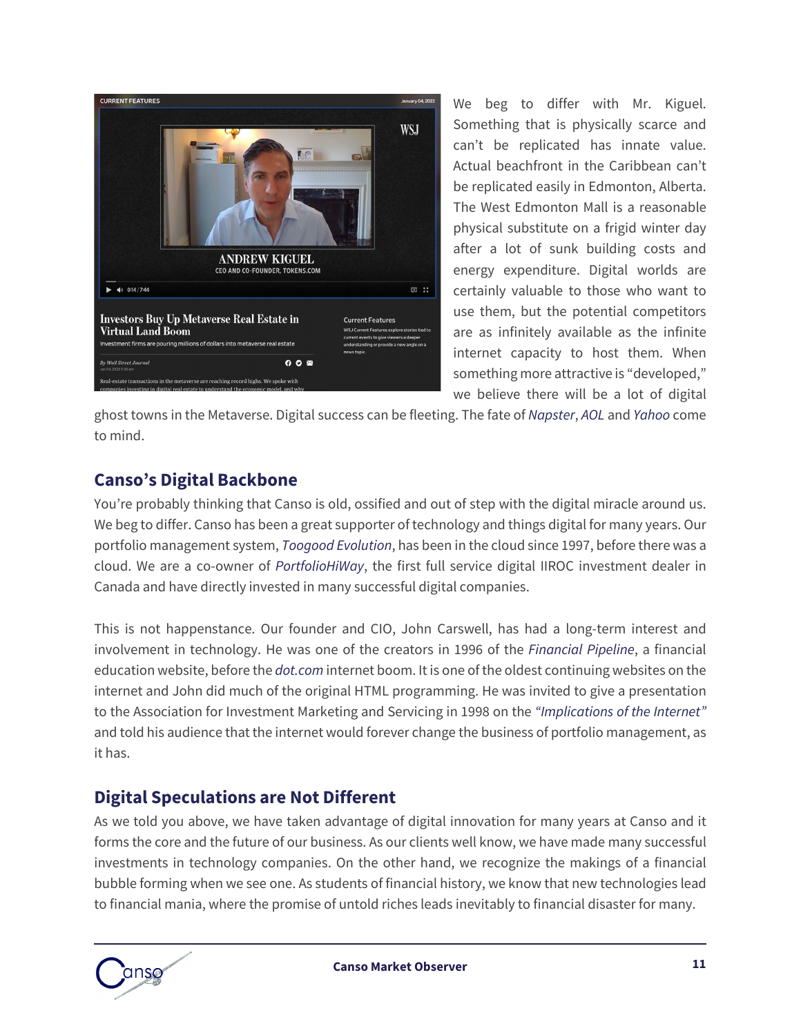We beg to differ with Mr. Kiguel. Something that is physically scarce and can't be replicated has innate value. Actual beachfront in the Caribbean can't be replicated easily in Edmonton, Alberta. The West Edmonton Mall is a reasonable physical substitute on a frigid winter day after a lot of sunk building costs and energy expenditure. Digital worlds are certainly valuable to those who want to use them, but the potential competitors are as infinitely available as the infinite internet capacity to host them. When something more attractive is "developed," we believe there will be a lot of digital ghost towns in the Metaverse. Digital success can be fleeting. The fate of *Napster*, *AOL* and *Yahoo* come to mind.

## Canso's Digital Backbone

You're probably thinking that Canso is old, ossified and out of step with the digital miracle around us. We beg to differ. Canso has been a great supporter of technology and things digital for many years. Our portfolio management system, *Toogood Evolution*, has been in the cloud since 1997, before there was a cloud. We are a co-owner of *PortfolioHiWay*, the first full service digital IIROC investment dealer in Canada and have directly invested in many successful digital companies.

This is not happenstance. Our founder and CIO, John Carswell, has had a long-term interest and involvement in technology. He was one of the creators in 1996 of the *Financial Pipeline*, a financial education website, before the *dot.com* internet boom. It is one of the oldest continuing websites on the internet and John did much of the original HTML programming. He was invited to give a presentation to the Association for Investment Marketing and Servicing in 1998 on the *"Implications of the Internet"* and told his audience that the internet would forever change the business of portfolio management, as it has.

## Digital Speculations are Not Different

As we told you above, we have taken advantage of digital innovation for many years at Canso and it forms the core and the future of our business. As our clients well know, we have made many successful investments in technology companies. On the other hand, we recognize the makings of a financial bubble forming when we see one. As students of financial history, we know that new technologies lead to financial mania, where the promise of untold riches leads inevitably to financial disaster for many.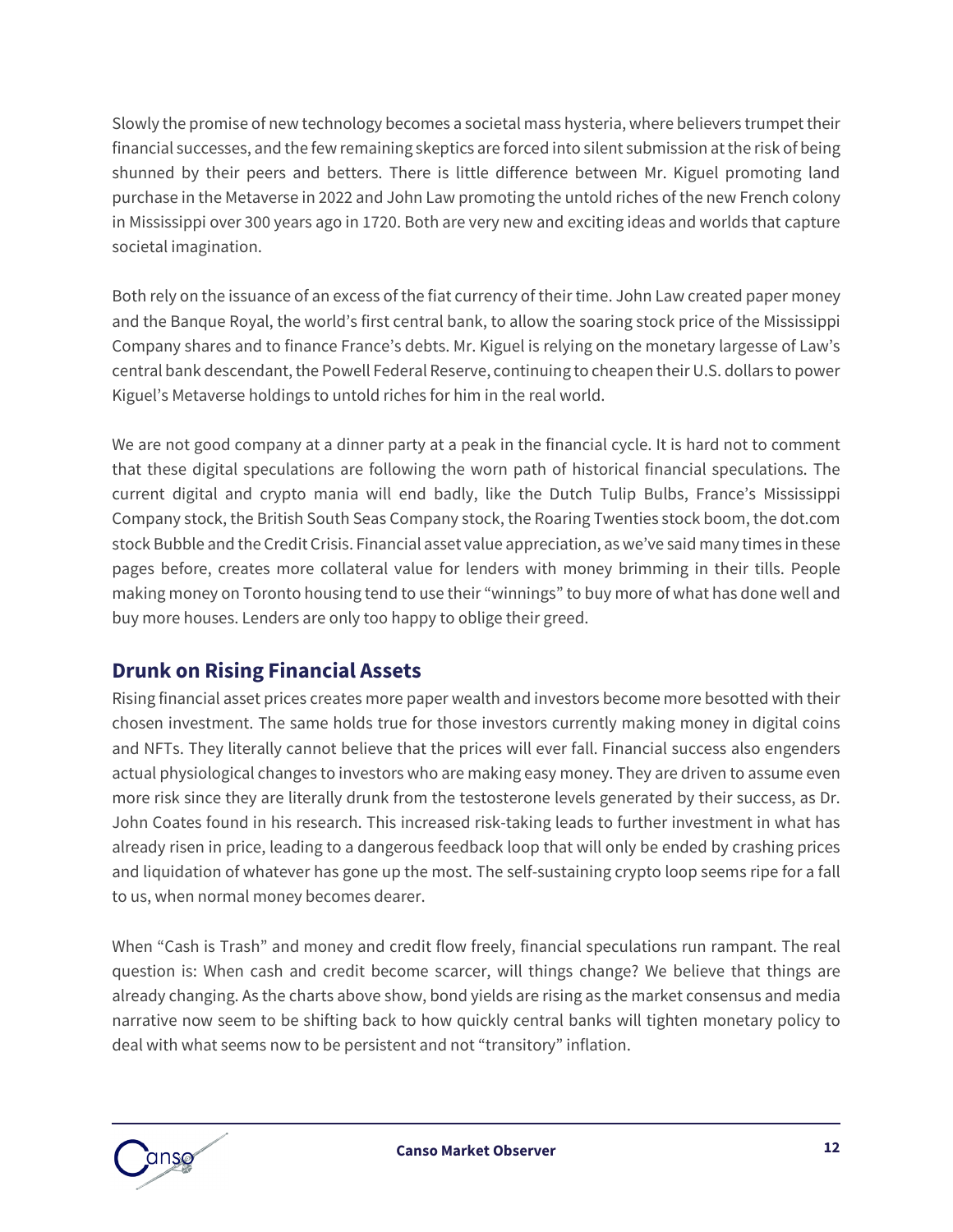Slowly the promise of new technology becomes a societal mass hysteria, where believers trumpet their financial successes, and the few remaining skeptics are forced into silent submission at the risk of being shunned by their peers and betters. There is little difference between Mr. Kiguel promoting land purchase in the Metaverse in 2022 and John Law promoting the untold riches of the new French colony in Mississippi over 300 years ago in 1720. Both are very new and exciting ideas and worlds that capture societal imagination.

Both rely on the issuance of an excess of the fiat currency of their time. John Law created paper money and the Banque Royal, the world's first central bank, to allow the soaring stock price of the Mississippi Company shares and to finance France's debts. Mr. Kiguel is relying on the monetary largesse of Law's central bank descendant, the Powell Federal Reserve, continuing to cheapen their U.S. dollars to power Kiguel's Metaverse holdings to untold riches for him in the real world.

We are not good company at a dinner party at a peak in the financial cycle. It is hard not to comment that these digital speculations are following the worn path of historical financial speculations. The current digital and crypto mania will end badly, like the Dutch Tulip Bulbs, France's Mississippi Company stock, the British South Seas Company stock, the Roaring Twenties stock boom, the dot.com stock Bubble and the Credit Crisis. Financial asset value appreciation, as we've said many times in these pages before, creates more collateral value for lenders with money brimming in their tills. People making money on Toronto housing tend to use their "winnings" to buy more of what has done well and buy more houses. Lenders are only too happy to oblige their greed.

## Drunk on Rising Financial Assets

Rising financial asset prices creates more paper wealth and investors become more besotted with their chosen investment. The same holds true for those investors currently making money in digital coins and NFTs. They literally cannot believe that the prices will ever fall. Financial success also engenders actual physiological changes to investors who are making easy money. They are driven to assume even more risk since they are literally drunk from the testosterone levels generated by their success, as Dr. John Coates found in his research. This increased risk-taking leads to further investment in what has already risen in price, leading to a dangerous feedback loop that will only be ended by crashing prices and liquidation of whatever has gone up the most. The self-sustaining crypto loop seems ripe for a fall to us, when normal money becomes dearer.

When "Cash is Trash" and money and credit flow freely, financial speculations run rampant. The real question is: When cash and credit become scarcer, will things change? We believe that things are already changing. As the charts above show, bond yields are rising as the market consensus and media narrative now seem to be shifting back to how quickly central banks will tighten monetary policy to deal with what seems now to be persistent and not "transitory" inflation.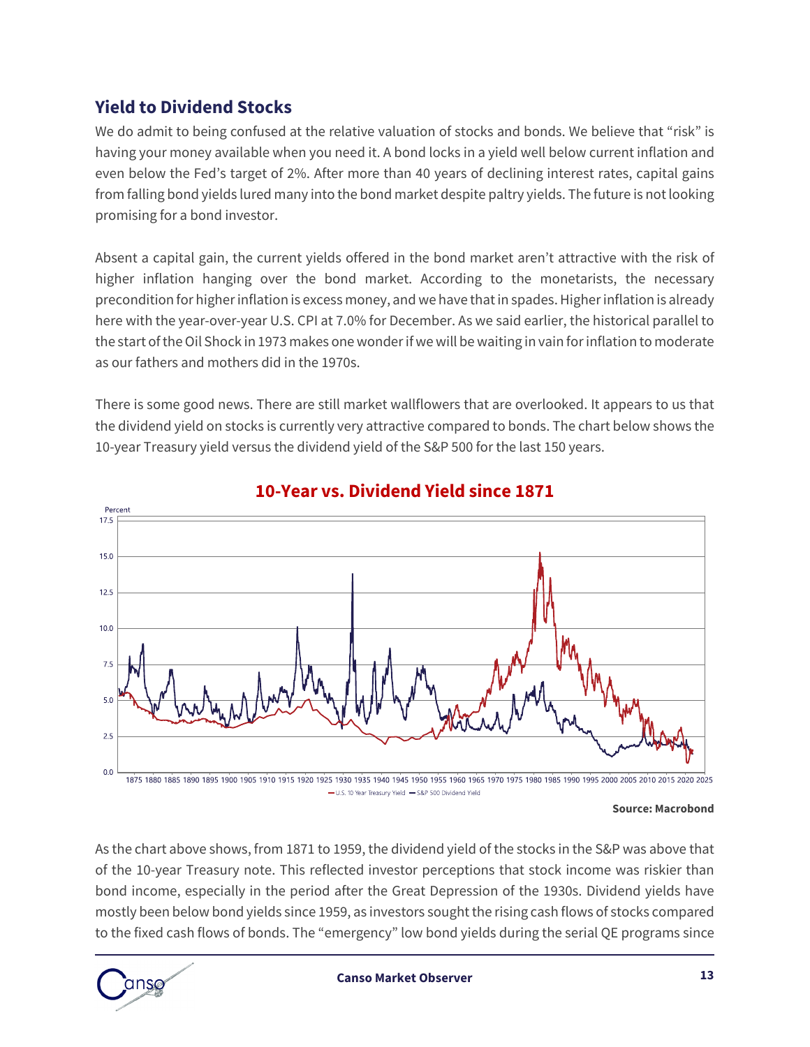## Yield to Dividend Stocks

We do admit to being confused at the relative valuation of stocks and bonds. We believe that "risk" is having your money available when you need it. A bond locks in a yield well below current inflation and even below the Fed's target of 2%. After more than 40 years of declining interest rates, capital gains from falling bond yields lured many into the bond market despite paltry yields. The future is not looking promising for a bond investor.

Absent a capital gain, the current yields offered in the bond market aren't attractive with the risk of higher inflation hanging over the bond market. According to the monetarists, the necessary precondition for higher inflation is excess money, and we have that in spades. Higher inflation is already here with the year-over-year U.S. CPI at 7.0% for December. As we said earlier, the historical parallel to the start of the Oil Shock in 1973 makes one wonder if we will be waiting in vain for inflation to moderate as our fathers and mothers did in the 1970s.

There is some good news. There are still market wallflowers that are overlooked. It appears to us that the dividend yield on stocks is currently very attractive compared to bonds. The chart below shows the 10-year Treasury yield versus the dividend yield of the S&P 500 for the last 150 years.

**10-Year vs. Dividend Yield since 1871**

Percent

— U.S. 10 Year Treasury Yield — S&P 500 Dividend Yield

**Source: Macrobond**

As the chart above shows, from 1871 to 1959, the dividend yield of the stocks in the S&P was above that of the 10-year Treasury note. This reflected investor perceptions that stock income was riskier than bond income, especially in the period after the Great Depression of the 1930s. Dividend yields have mostly been below bond yields since 1959, as investors sought the rising cash flows of stocks compared to the fixed cash flows of bonds. The "emergency" low bond yields during the serial QE programs since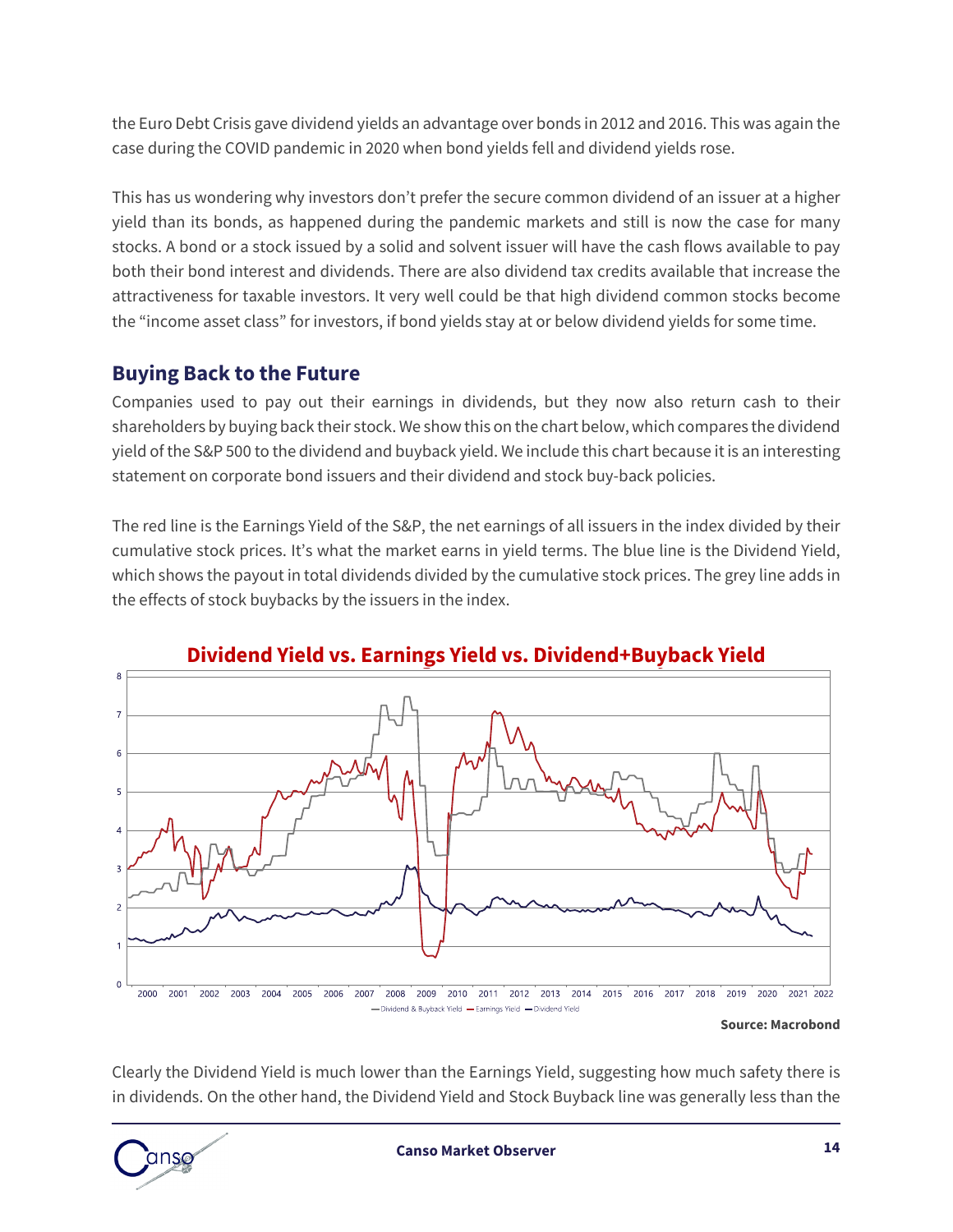the Euro Debt Crisis gave dividend yields an advantage over bonds in 2012 and 2016. This was again the case during the COVID pandemic in 2020 when bond yields fell and dividend yields rose.

This has us wondering why investors don't prefer the secure common dividend of an issuer at a higher yield than its bonds, as happened during the pandemic markets and still is now the case for many stocks. A bond or a stock issued by a solid and solvent issuer will have the cash flows available to pay both their bond interest and dividends. There are also dividend tax credits available that increase the attractiveness for taxable investors. It very well could be that high dividend common stocks become the "income asset class" for investors, if bond yields stay at or below dividend yields for some time.

## Buying Back to the Future

Companies used to pay out their earnings in dividends, but they now also return cash to their shareholders by buying back their stock. We show this on the chart below, which compares the dividend yield of the S&P 500 to the dividend and buyback yield. We include this chart because it is an interesting statement on corporate bond issuers and their dividend and stock buy-back policies.

The red line is the Earnings Yield of the S&P, the net earnings of all issuers in the index divided by their cumulative stock prices. It's what the market earns in yield terms. The blue line is the Dividend Yield, which shows the payout in total dividends divided by the cumulative stock prices. The grey line adds in the effects of stock buybacks by the issuers in the index.

**Dividend Yield vs. Earnings Yield vs. Dividend+Buyback Yield**

**Source: Macrobond**

Clearly the Dividend Yield is much lower than the Earnings Yield, suggesting how much safety there is in dividends. On the other hand, the Dividend Yield and Stock Buyback line was generally less than the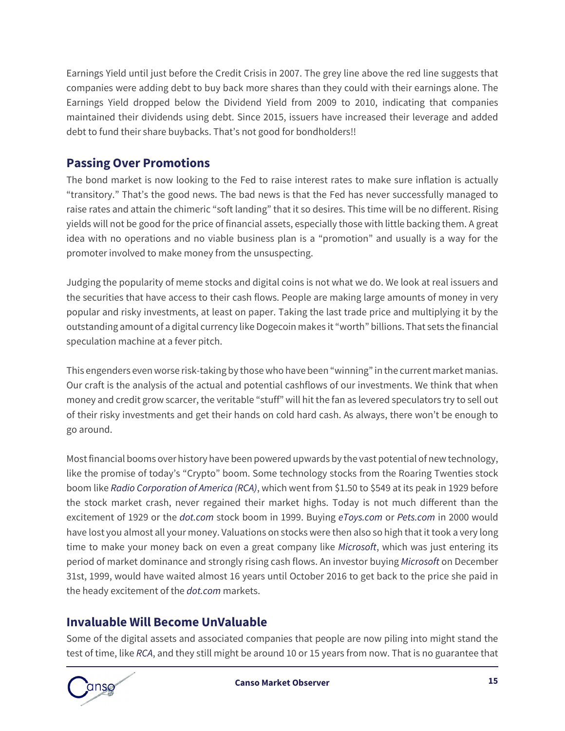Earnings Yield until just before the Credit Crisis in 2007. The grey line above the red line suggests that companies were adding debt to buy back more shares than they could with their earnings alone. The Earnings Yield dropped below the Dividend Yield from 2009 to 2010, indicating that companies maintained their dividends using debt. Since 2015, issuers have increased their leverage and added debt to fund their share buybacks. That's not good for bondholders!!

## Passing Over Promotions

The bond market is now looking to the Fed to raise interest rates to make sure inflation is actually "transitory." That's the good news. The bad news is that the Fed has never successfully managed to raise rates and attain the chimeric "soft landing" that it so desires. This time will be no different. Rising yields will not be good for the price of financial assets, especially those with little backing them. A great idea with no operations and no viable business plan is a "promotion" and usually is a way for the promoter involved to make money from the unsuspecting.

Judging the popularity of meme stocks and digital coins is not what we do. We look at real issuers and the securities that have access to their cash flows. People are making large amounts of money in very popular and risky investments, at least on paper. Taking the last trade price and multiplying it by the outstanding amount of a digital currency like Dogecoin makes it "worth" billions. That sets the financial speculation machine at a fever pitch.

This engenders even worse risk-taking by those who have been "winning" in the current market manias. Our craft is the analysis of the actual and potential cashflows of our investments. We think that when money and credit grow scarcer, the veritable "stuff" will hit the fan as levered speculators try to sell out of their risky investments and get their hands on cold hard cash. As always, there won't be enough to go around.

Most financial booms over history have been powered upwards by the vast potential of new technology, like the promise of today's "Crypto" boom. Some technology stocks from the Roaring Twenties stock boom like *Radio Corporation of America (RCA)*, which went from $1.50 to $549 at its peak in 1929 before the stock market crash, never regained their market highs. Today is not much different than the excitement of 1929 or the *dot.com* stock boom in 1999. Buying *eToys.com* or *Pets.com* in 2000 would have lost you almost all your money. Valuations on stocks were then also so high that it took a very long time to make your money back on even a great company like *Microsoft*, which was just entering its period of market dominance and strongly rising cash flows. An investor buying *Microsoft* on December 31st, 1999, would have waited almost 16 years until October 2016 to get back to the price she paid in the heady excitement of the *dot.com* markets.

## Invaluable Will Become UnValuable

Some of the digital assets and associated companies that people are now piling into might stand the test of time, like *RCA*, and they still might be around 10 or 15 years from now. That is no guarantee that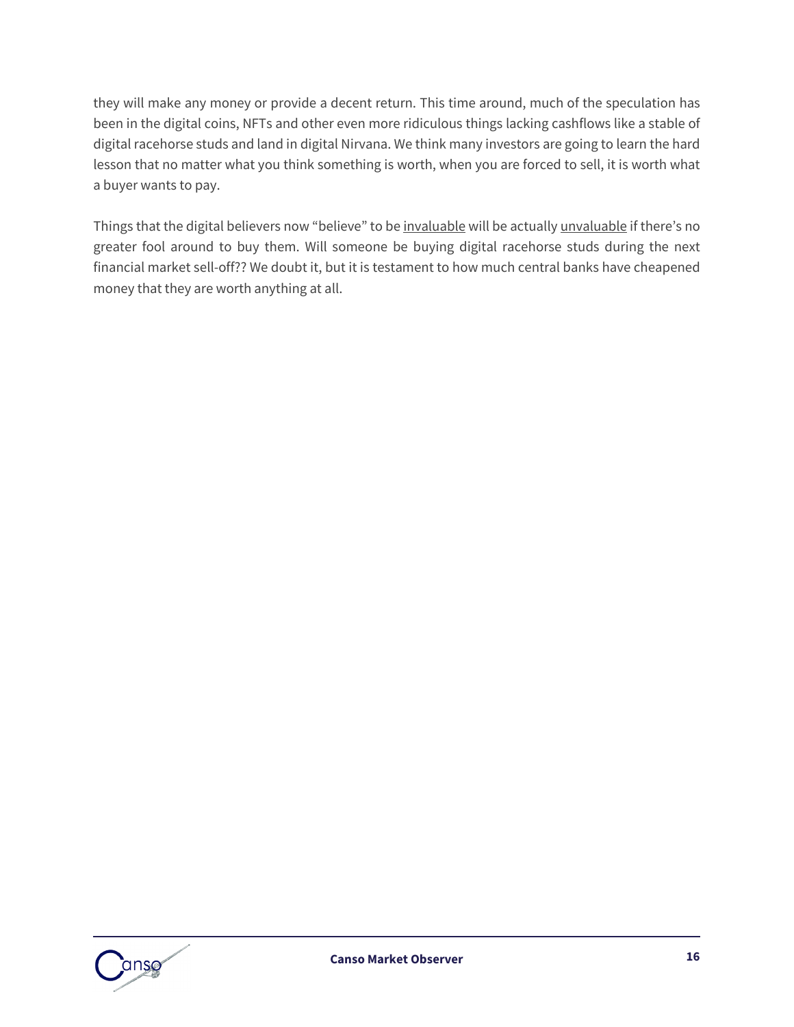they will make any money or provide a decent return. This time around, much of the speculation has been in the digital coins, NFTs and other even more ridiculous things lacking cashflows like a stable of digital racehorse studs and land in digital Nirvana. We think many investors are going to learn the hard lesson that no matter what you think something is worth, when you are forced to sell, it is worth what a buyer wants to pay.

Things that the digital believers now "believe" to be <u>invaluable</u> will be actually <u>unvaluable</u> if there's no greater fool around to buy them. Will someone be buying digital racehorse studs during the next financial market sell-off?? We doubt it, but it is testament to how much central banks have cheapened money that they are worth anything at all.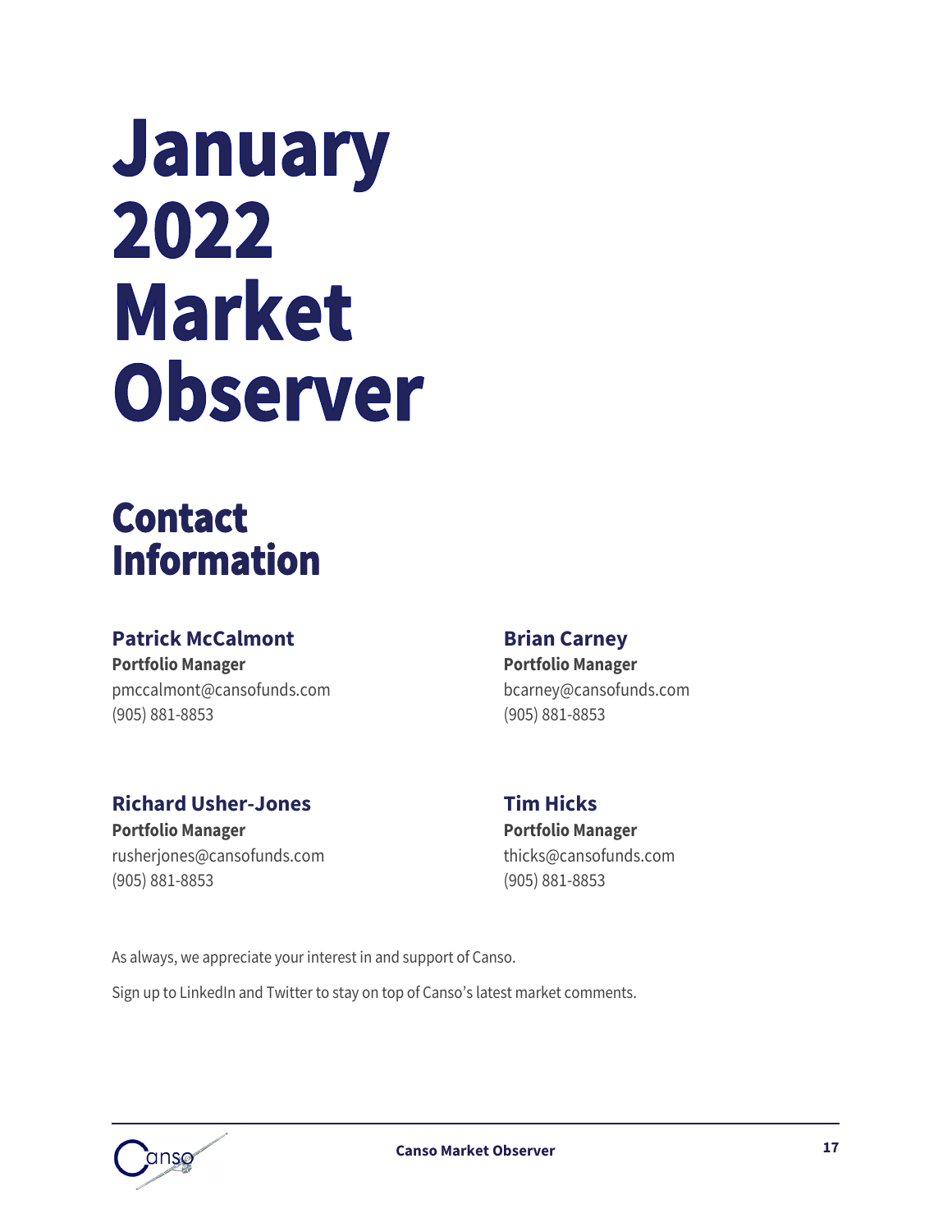# January 2022 Market Observer

## Contact Information

### Patrick McCalmont
**Portfolio Manager**
pmccalmont@cansofunds.com
(905) 881-8853

### Brian Carney
**Portfolio Manager**
bcarney@cansofunds.com
(905) 881-8853

### Richard Usher-Jones
**Portfolio Manager**
rusherjones@cansofunds.com
(905) 881-8853

### Tim Hicks
**Portfolio Manager**
thicks@cansofunds.com
(905) 881-8853

As always, we appreciate your interest in and support of Canso.

Sign up to LinkedIn and Twitter to stay on top of Canso's latest market comments.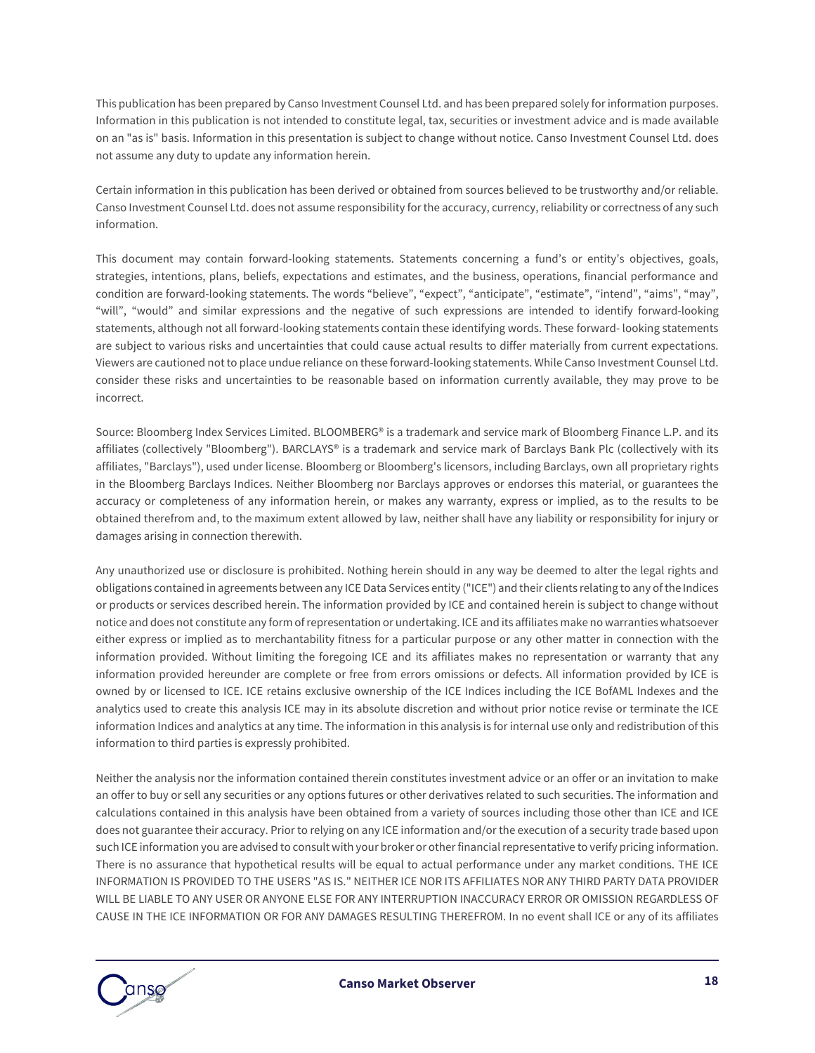This publication has been prepared by Canso Investment Counsel Ltd. and has been prepared solely for information purposes. Information in this publication is not intended to constitute legal, tax, securities or investment advice and is made available on an "as is" basis. Information in this presentation is subject to change without notice. Canso Investment Counsel Ltd. does not assume any duty to update any information herein.

Certain information in this publication has been derived or obtained from sources believed to be trustworthy and/or reliable. Canso Investment Counsel Ltd. does not assume responsibility for the accuracy, currency, reliability or correctness of any such information.

This document may contain forward-looking statements. Statements concerning a fund's or entity's objectives, goals, strategies, intentions, plans, beliefs, expectations and estimates, and the business, operations, financial performance and condition are forward-looking statements. The words "believe", "expect", "anticipate", "estimate", "intend", "aims", "may", "will", "would" and similar expressions and the negative of such expressions are intended to identify forward-looking statements, although not all forward-looking statements contain these identifying words. These forward- looking statements are subject to various risks and uncertainties that could cause actual results to differ materially from current expectations. Viewers are cautioned not to place undue reliance on these forward-looking statements. While Canso Investment Counsel Ltd. consider these risks and uncertainties to be reasonable based on information currently available, they may prove to be incorrect.

Source: Bloomberg Index Services Limited. BLOOMBERG® is a trademark and service mark of Bloomberg Finance L.P. and its affiliates (collectively "Bloomberg"). BARCLAYS® is a trademark and service mark of Barclays Bank Plc (collectively with its affiliates, "Barclays"), used under license. Bloomberg or Bloomberg's licensors, including Barclays, own all proprietary rights in the Bloomberg Barclays Indices. Neither Bloomberg nor Barclays approves or endorses this material, or guarantees the accuracy or completeness of any information herein, or makes any warranty, express or implied, as to the results to be obtained therefrom and, to the maximum extent allowed by law, neither shall have any liability or responsibility for injury or damages arising in connection therewith.

Any unauthorized use or disclosure is prohibited. Nothing herein should in any way be deemed to alter the legal rights and obligations contained in agreements between any ICE Data Services entity ("ICE") and their clients relating to any of the Indices or products or services described herein. The information provided by ICE and contained herein is subject to change without notice and does not constitute any form of representation or undertaking. ICE and its affiliates make no warranties whatsoever either express or implied as to merchantability fitness for a particular purpose or any other matter in connection with the information provided. Without limiting the foregoing ICE and its affiliates makes no representation or warranty that any information provided hereunder are complete or free from errors omissions or defects. All information provided by ICE is owned by or licensed to ICE. ICE retains exclusive ownership of the ICE Indices including the ICE BofAML Indexes and the analytics used to create this analysis ICE may in its absolute discretion and without prior notice revise or terminate the ICE information Indices and analytics at any time. The information in this analysis is for internal use only and redistribution of this information to third parties is expressly prohibited.

Neither the analysis nor the information contained therein constitutes investment advice or an offer or an invitation to make an offer to buy or sell any securities or any options futures or other derivatives related to such securities. The information and calculations contained in this analysis have been obtained from a variety of sources including those other than ICE and ICE does not guarantee their accuracy. Prior to relying on any ICE information and/or the execution of a security trade based upon such ICE information you are advised to consult with your broker or other financial representative to verify pricing information. There is no assurance that hypothetical results will be equal to actual performance under any market conditions. THE ICE INFORMATION IS PROVIDED TO THE USERS "AS IS." NEITHER ICE NOR ITS AFFILIATES NOR ANY THIRD PARTY DATA PROVIDER WILL BE LIABLE TO ANY USER OR ANYONE ELSE FOR ANY INTERRUPTION INACCURACY ERROR OR OMISSION REGARDLESS OF CAUSE IN THE ICE INFORMATION OR FOR ANY DAMAGES RESULTING THEREFROM. In no event shall ICE or any of its affiliates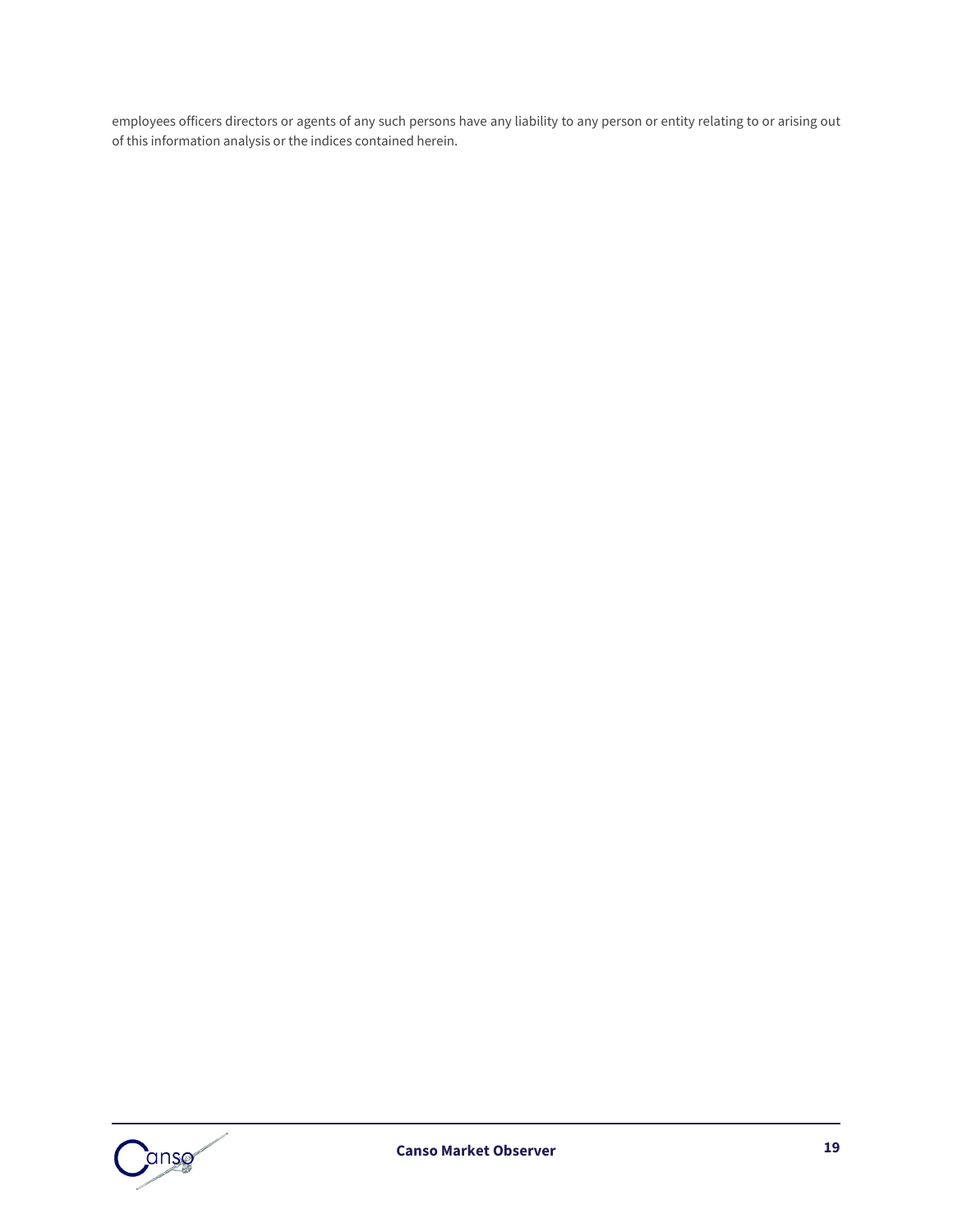employees officers directors or agents of any such persons have any liability to any person or entity relating to or arising out of this information analysis or the indices contained herein.